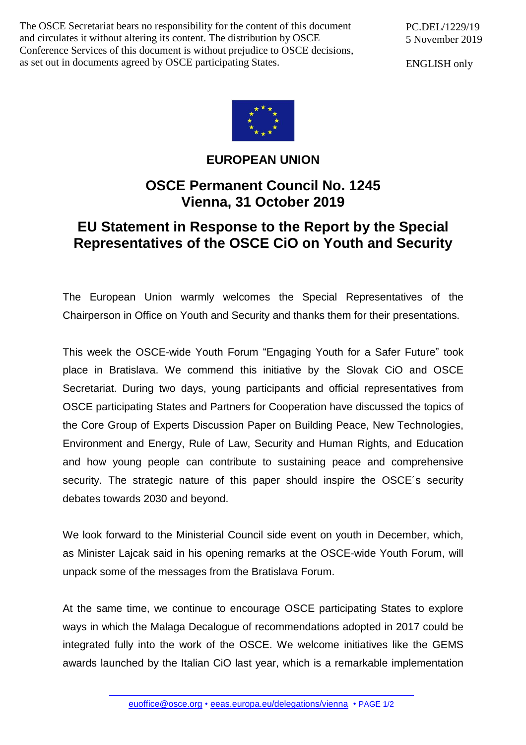The OSCE Secretariat bears no responsibility for the content of this document and circulates it without altering its content. The distribution by OSCE Conference Services of this document is without prejudice to OSCE decisions, as set out in documents agreed by OSCE participating States.

PC.DEL/1229/19
5 November 2019

ENGLISH only

**EUROPEAN UNION**

## OSCE Permanent Council No. 1245
## Vienna, 31 October 2019

# EU Statement in Response to the Report by the Special Representatives of the OSCE CiO on Youth and Security

The European Union warmly welcomes the Special Representatives of the Chairperson in Office on Youth and Security and thanks them for their presentations.

This week the OSCE-wide Youth Forum "Engaging Youth for a Safer Future" took place in Bratislava. We commend this initiative by the Slovak CiO and OSCE Secretariat. During two days, young participants and official representatives from OSCE participating States and Partners for Cooperation have discussed the topics of the Core Group of Experts Discussion Paper on Building Peace, New Technologies, Environment and Energy, Rule of Law, Security and Human Rights, and Education and how young people can contribute to sustaining peace and comprehensive security. The strategic nature of this paper should inspire the OSCE´s security debates towards 2030 and beyond.

We look forward to the Ministerial Council side event on youth in December, which, as Minister Lajcak said in his opening remarks at the OSCE-wide Youth Forum, will unpack some of the messages from the Bratislava Forum.

At the same time, we continue to encourage OSCE participating States to explore ways in which the Malaga Decalogue of recommendations adopted in 2017 could be integrated fully into the work of the OSCE. We welcome initiatives like the GEMS awards launched by the Italian CiO last year, which is a remarkable implementation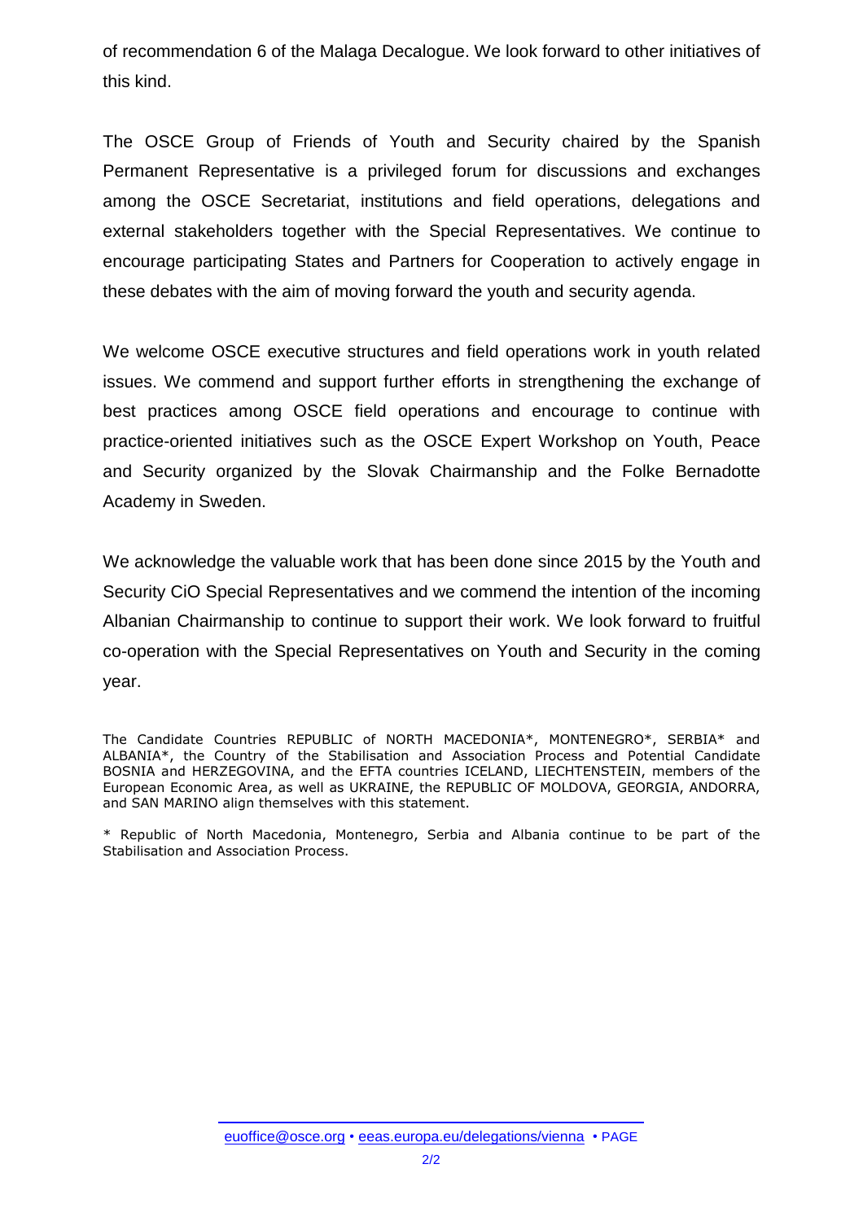of recommendation 6 of the Malaga Decalogue. We look forward to other initiatives of this kind.

The OSCE Group of Friends of Youth and Security chaired by the Spanish Permanent Representative is a privileged forum for discussions and exchanges among the OSCE Secretariat, institutions and field operations, delegations and external stakeholders together with the Special Representatives. We continue to encourage participating States and Partners for Cooperation to actively engage in these debates with the aim of moving forward the youth and security agenda.

We welcome OSCE executive structures and field operations work in youth related issues. We commend and support further efforts in strengthening the exchange of best practices among OSCE field operations and encourage to continue with practice-oriented initiatives such as the OSCE Expert Workshop on Youth, Peace and Security organized by the Slovak Chairmanship and the Folke Bernadotte Academy in Sweden.

We acknowledge the valuable work that has been done since 2015 by the Youth and Security CiO Special Representatives and we commend the intention of the incoming Albanian Chairmanship to continue to support their work. We look forward to fruitful co-operation with the Special Representatives on Youth and Security in the coming year.

The Candidate Countries REPUBLIC of NORTH MACEDONIA*, MONTENEGRO*, SERBIA* and ALBANIA*, the Country of the Stabilisation and Association Process and Potential Candidate BOSNIA and HERZEGOVINA, and the EFTA countries ICELAND, LIECHTENSTEIN, members of the European Economic Area, as well as UKRAINE, the REPUBLIC OF MOLDOVA, GEORGIA, ANDORRA, and SAN MARINO align themselves with this statement.

* Republic of North Macedonia, Montenegro, Serbia and Albania continue to be part of the Stabilisation and Association Process.

euoffice@osce.org • eeas.europa.eu/delegations/vienna